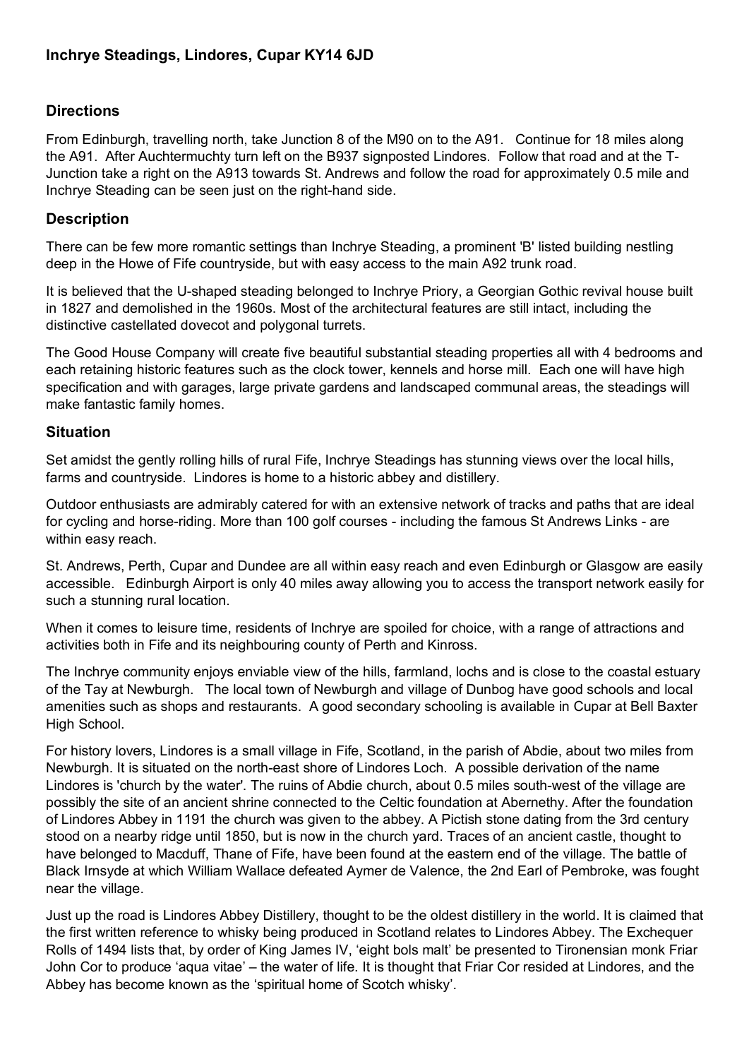# Inchrye Steadings, Lindores, Cupar KY14 6JD

## Directions

From Edinburgh, travelling north, take Junction 8 of the M90 on to the A91. Continue for 18 miles along the A91. After Auchtermuchty turn left on the B937 signposted Lindores. Follow that road and at the T-Junction take a right on the A913 towards St. Andrews and follow the road for approximately 0.5 mile and Inchrye Steading can be seen just on the right-hand side.

## Description

There can be few more romantic settings than Inchrye Steading, a prominent 'B' listed building nestling deep in the Howe of Fife countryside, but with easy access to the main A92 trunk road.

It is believed that the U-shaped steading belonged to Inchrye Priory, a Georgian Gothic revival house built in 1827 and demolished in the 1960s. Most of the architectural features are still intact, including the distinctive castellated dovecot and polygonal turrets.

The Good House Company will create five beautiful substantial steading properties all with 4 bedrooms and each retaining historic features such as the clock tower, kennels and horse mill. Each one will have high specification and with garages, large private gardens and landscaped communal areas, the steadings will make fantastic family homes.

## Situation

Set amidst the gently rolling hills of rural Fife, Inchrye Steadings has stunning views over the local hills, farms and countryside. Lindores is home to a historic abbey and distillery.

Outdoor enthusiasts are admirably catered for with an extensive network of tracks and paths that are ideal for cycling and horse-riding. More than 100 golf courses - including the famous St Andrews Links - are within easy reach.

St. Andrews, Perth, Cupar and Dundee are all within easy reach and even Edinburgh or Glasgow are easily accessible. Edinburgh Airport is only 40 miles away allowing you to access the transport network easily for such a stunning rural location.

When it comes to leisure time, residents of Inchrye are spoiled for choice, with a range of attractions and activities both in Fife and its neighbouring county of Perth and Kinross.

The Inchrye community enjoys enviable view of the hills, farmland, lochs and is close to the coastal estuary of the Tay at Newburgh. The local town of Newburgh and village of Dunbog have good schools and local amenities such as shops and restaurants. A good secondary schooling is available in Cupar at Bell Baxter High School.

For history lovers, Lindores is a small village in Fife, Scotland, in the parish of Abdie, about two miles from Newburgh. It is situated on the north-east shore of Lindores Loch. A possible derivation of the name Lindores is 'church by the water'. The ruins of Abdie church, about 0.5 miles south-west of the village are possibly the site of an ancient shrine connected to the Celtic foundation at Abernethy. After the foundation of Lindores Abbey in 1191 the church was given to the abbey. A Pictish stone dating from the 3rd century stood on a nearby ridge until 1850, but is now in the church yard. Traces of an ancient castle, thought to have belonged to Macduff, Thane of Fife, have been found at the eastern end of the village. The battle of Black Irnsyde at which William Wallace defeated Aymer de Valence, the 2nd Earl of Pembroke, was fought near the village.

Just up the road is Lindores Abbey Distillery, thought to be the oldest distillery in the world. It is claimed that the first written reference to whisky being produced in Scotland relates to Lindores Abbey. The Exchequer Rolls of 1494 lists that, by order of King James IV, 'eight bols malt' be presented to Tironensian monk Friar John Cor to produce 'aqua vitae' – the water of life. It is thought that Friar Cor resided at Lindores, and the Abbey has become known as the 'spiritual home of Scotch whisky'.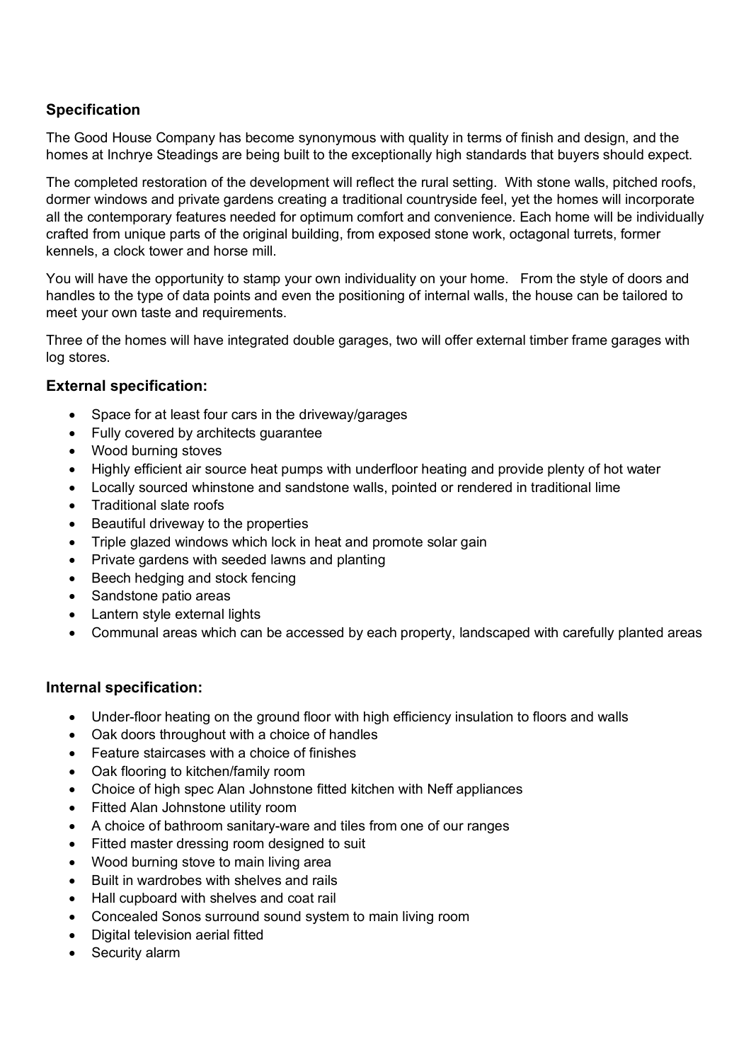## Specification

The Good House Company has become synonymous with quality in terms of finish and design, and the homes at Inchrye Steadings are being built to the exceptionally high standards that buyers should expect.

The completed restoration of the development will reflect the rural setting. With stone walls, pitched roofs, dormer windows and private gardens creating a traditional countryside feel, yet the homes will incorporate all the contemporary features needed for optimum comfort and convenience. Each home will be individually crafted from unique parts of the original building, from exposed stone work, octagonal turrets, former kennels, a clock tower and horse mill.

You will have the opportunity to stamp your own individuality on your home. From the style of doors and handles to the type of data points and even the positioning of internal walls, the house can be tailored to meet your own taste and requirements.

Three of the homes will have integrated double garages, two will offer external timber frame garages with log stores.

### External specification:

- Space for at least four cars in the driveway/garages
- Fully covered by architects guarantee
- Wood burning stoves
- Highly efficient air source heat pumps with underfloor heating and provide plenty of hot water
- Locally sourced whinstone and sandstone walls, pointed or rendered in traditional lime
- Traditional slate roofs
- Beautiful driveway to the properties
- Triple glazed windows which lock in heat and promote solar gain
- Private gardens with seeded lawns and planting
- Beech hedging and stock fencing
- Sandstone patio areas
- Lantern style external lights
- Communal areas which can be accessed by each property, landscaped with carefully planted areas

### Internal specification:

- Under-floor heating on the ground floor with high efficiency insulation to floors and walls
- Oak doors throughout with a choice of handles
- Feature staircases with a choice of finishes
- Oak flooring to kitchen/family room
- Choice of high spec Alan Johnstone fitted kitchen with Neff appliances
- Fitted Alan Johnstone utility room
- A choice of bathroom sanitary-ware and tiles from one of our ranges
- Fitted master dressing room designed to suit
- Wood burning stove to main living area
- Built in wardrobes with shelves and rails
- Hall cupboard with shelves and coat rail
- Concealed Sonos surround sound system to main living room
- Digital television aerial fitted
- Security alarm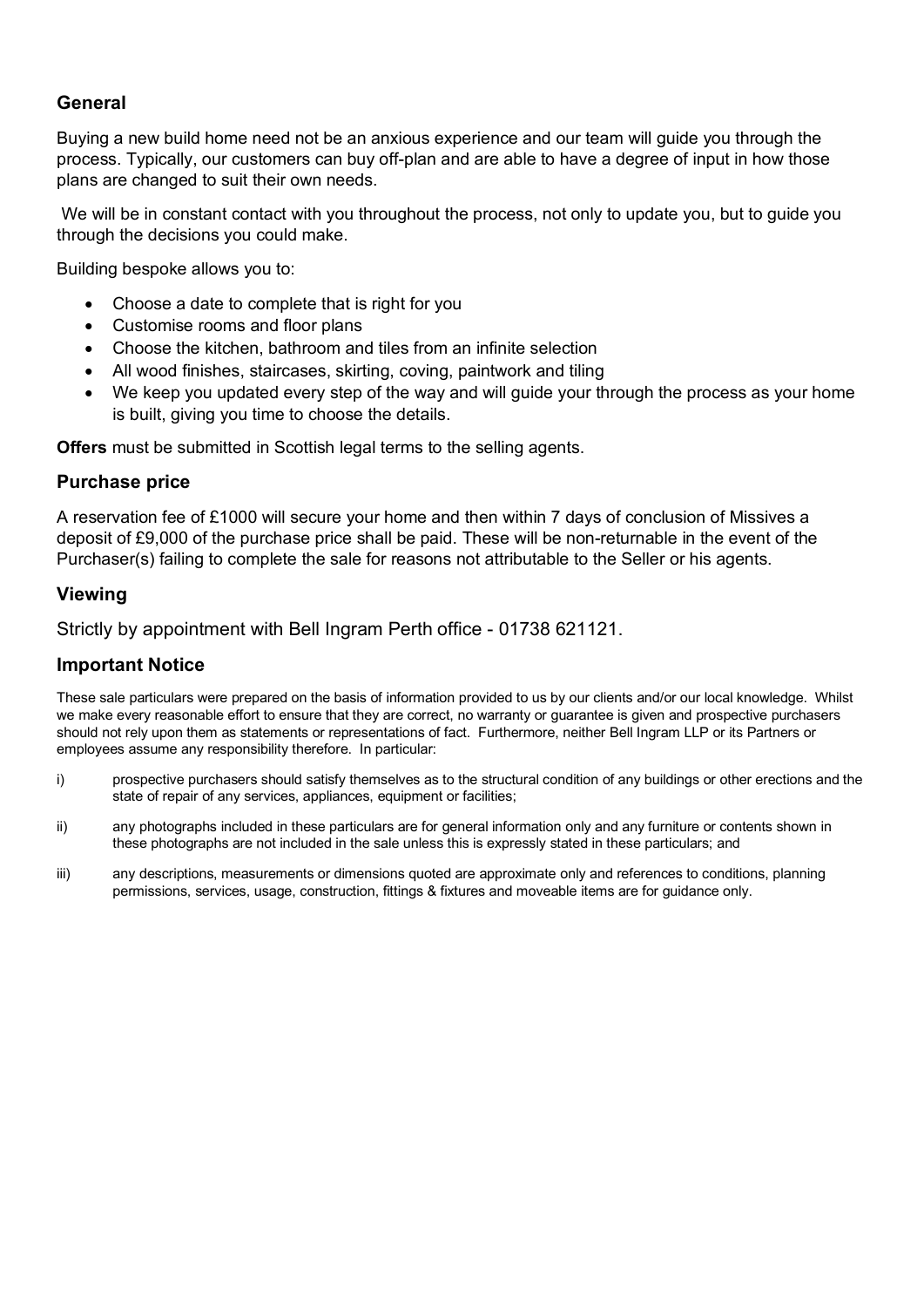## General

Buying a new build home need not be an anxious experience and our team will guide you through the process. Typically, our customers can buy off-plan and are able to have a degree of input in how those plans are changed to suit their own needs.

We will be in constant contact with you throughout the process, not only to update you, but to guide you through the decisions you could make.

Building bespoke allows you to:

- Choose a date to complete that is right for you
- Customise rooms and floor plans
- Choose the kitchen, bathroom and tiles from an infinite selection
- All wood finishes, staircases, skirting, coving, paintwork and tiling
- We keep you updated every step of the way and will guide your through the process as your home is built, giving you time to choose the details.

**Offers** must be submitted in Scottish legal terms to the selling agents.

## Purchase price

A reservation fee of £1000 will secure your home and then within 7 days of conclusion of Missives a deposit of £9,000 of the purchase price shall be paid. These will be non-returnable in the event of the Purchaser(s) failing to complete the sale for reasons not attributable to the Seller or his agents.

## Viewing

Strictly by appointment with Bell Ingram Perth office - 01738 621121.

## Important Notice

These sale particulars were prepared on the basis of information provided to us by our clients and/or our local knowledge. Whilst we make every reasonable effort to ensure that they are correct, no warranty or guarantee is given and prospective purchasers should not rely upon them as statements or representations of fact. Furthermore, neither Bell Ingram LLP or its Partners or employees assume any responsibility therefore. In particular:

i) prospective purchasers should satisfy themselves as to the structural condition of any buildings or other erections and the state of repair of any services, appliances, equipment or facilities;

ii) any photographs included in these particulars are for general information only and any furniture or contents shown in these photographs are not included in the sale unless this is expressly stated in these particulars; and

iii) any descriptions, measurements or dimensions quoted are approximate only and references to conditions, planning permissions, services, usage, construction, fittings & fixtures and moveable items are for guidance only.